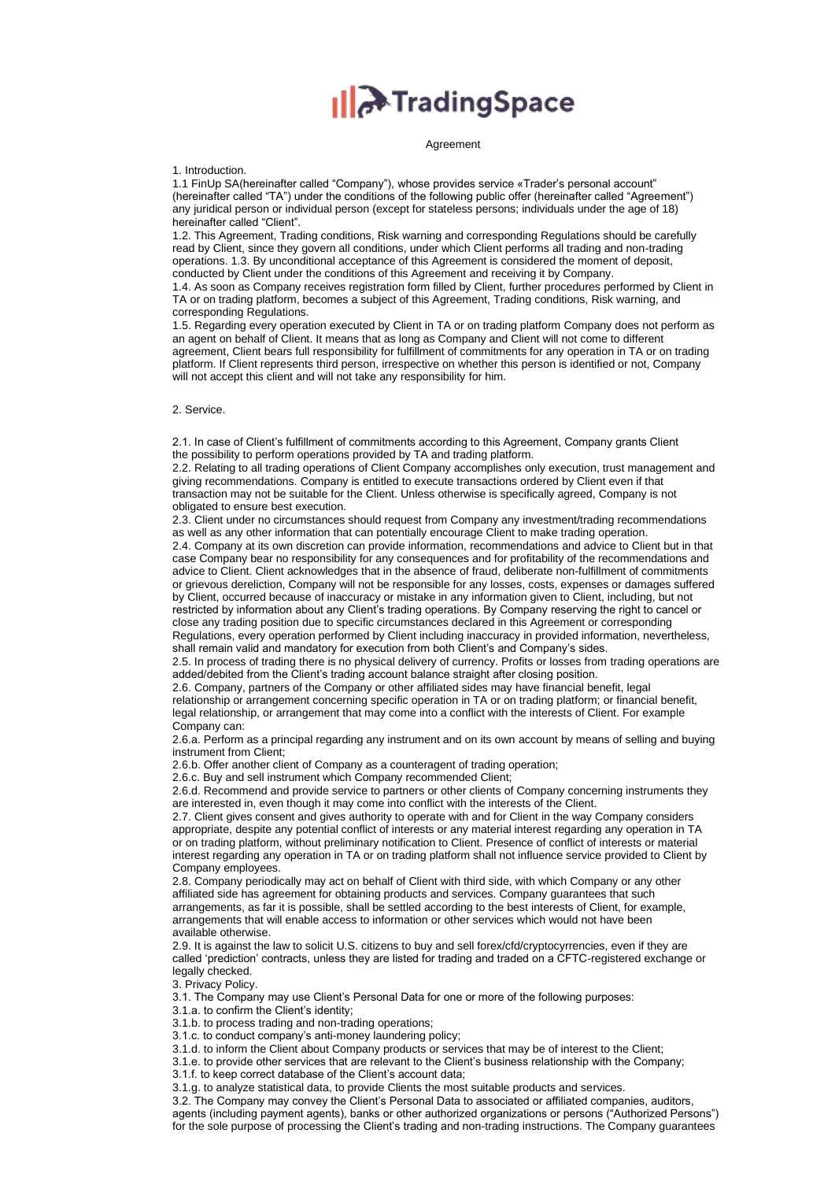# TradingSpace

Agreement

1. Introduction.

1.1 FinUp SA(hereinafter called "Company"), whose provides service «Trader's personal account" (hereinafter called "TA") under the conditions of the following public offer (hereinafter called "Agreement") any juridical person or individual person (except for stateless persons; individuals under the age of 18) hereinafter called "Client".

1.2. This Agreement, Trading conditions, Risk warning and corresponding Regulations should be carefully read by Client, since they govern all conditions, under which Client performs all trading and non-trading operations. 1.3. By unconditional acceptance of this Agreement is considered the moment of deposit, conducted by Client under the conditions of this Agreement and receiving it by Company.

1.4. As soon as Company receives registration form filled by Client, further procedures performed by Client in TA or on trading platform, becomes a subject of this Agreement, Trading conditions, Risk warning, and corresponding Regulations.

1.5. Regarding every operation executed by Client in TA or on trading platform Company does not perform as an agent on behalf of Client. It means that as long as Company and Client will not come to different agreement, Client bears full responsibility for fulfillment of commitments for any operation in TA or on trading platform. If Client represents third person, irrespective on whether this person is identified or not, Company will not accept this client and will not take any responsibility for him.

2. Service.

2.1. In case of Client's fulfillment of commitments according to this Agreement, Company grants Client the possibility to perform operations provided by TA and trading platform.

2.2. Relating to all trading operations of Client Company accomplishes only execution, trust management and giving recommendations. Company is entitled to execute transactions ordered by Client even if that transaction may not be suitable for the Client. Unless otherwise is specifically agreed, Company is not obligated to ensure best execution.

2.3. Client under no circumstances should request from Company any investment/trading recommendations as well as any other information that can potentially encourage Client to make trading operation.

2.4. Company at its own discretion can provide information, recommendations and advice to Client but in that case Company bear no responsibility for any consequences and for profitability of the recommendations and advice to Client. Client acknowledges that in the absence of fraud, deliberate non-fulfillment of commitments or grievous dereliction, Company will not be responsible for any losses, costs, expenses or damages suffered by Client, occurred because of inaccuracy or mistake in any information given to Client, including, but not restricted by information about any Client's trading operations. By Company reserving the right to cancel or close any trading position due to specific circumstances declared in this Agreement or corresponding Regulations, every operation performed by Client including inaccuracy in provided information, nevertheless, shall remain valid and mandatory for execution from both Client's and Company's sides.

2.5. In process of trading there is no physical delivery of currency. Profits or losses from trading operations are added/debited from the Client's trading account balance straight after closing position.

2.6. Company, partners of the Company or other affiliated sides may have financial benefit, legal relationship or arrangement concerning specific operation in TA or on trading platform; or financial benefit, legal relationship, or arrangement that may come into a conflict with the interests of Client. For example Company can:

2.6.a. Perform as a principal regarding any instrument and on its own account by means of selling and buying instrument from Client;

2.6.b. Offer another client of Company as a counteragent of trading operation;

2.6.c. Buy and sell instrument which Company recommended Client;

2.6.d. Recommend and provide service to partners or other clients of Company concerning instruments they are interested in, even though it may come into conflict with the interests of the Client.

2.7. Client gives consent and gives authority to operate with and for Client in the way Company considers appropriate, despite any potential conflict of interests or any material interest regarding any operation in TA or on trading platform, without preliminary notification to Client. Presence of conflict of interests or material interest regarding any operation in TA or on trading platform shall not influence service provided to Client by Company employees.

2.8. Company periodically may act on behalf of Client with third side, with which Company or any other affiliated side has agreement for obtaining products and services. Company guarantees that such arrangements, as far it is possible, shall be settled according to the best interests of Client, for example, arrangements that will enable access to information or other services which would not have been available otherwise.

2.9. It is against the law to solicit U.S. citizens to buy and sell forex/cfd/cryptocyrrencies, even if they are called 'prediction' contracts, unless they are listed for trading and traded on a CFTC-registered exchange or legally checked.

3. Privacy Policy.

3.1. The Company may use Client's Personal Data for one or more of the following purposes:

3.1.a. to confirm the Client's identity;

3.1.b. to process trading and non-trading operations;

3.1.c. to conduct company's anti-money laundering policy;

3.1.d. to inform the Client about Company products or services that may be of interest to the Client;

3.1.e. to provide other services that are relevant to the Client's business relationship with the Company;

3.1.f. to keep correct database of the Client's account data;

3.1.g. to analyze statistical data, to provide Clients the most suitable products and services.

3.2. The Company may convey the Client's Personal Data to associated or affiliated companies, auditors, agents (including payment agents), banks or other authorized organizations or persons ("Authorized Persons") for the sole purpose of processing the Client's trading and non-trading instructions. The Company guarantees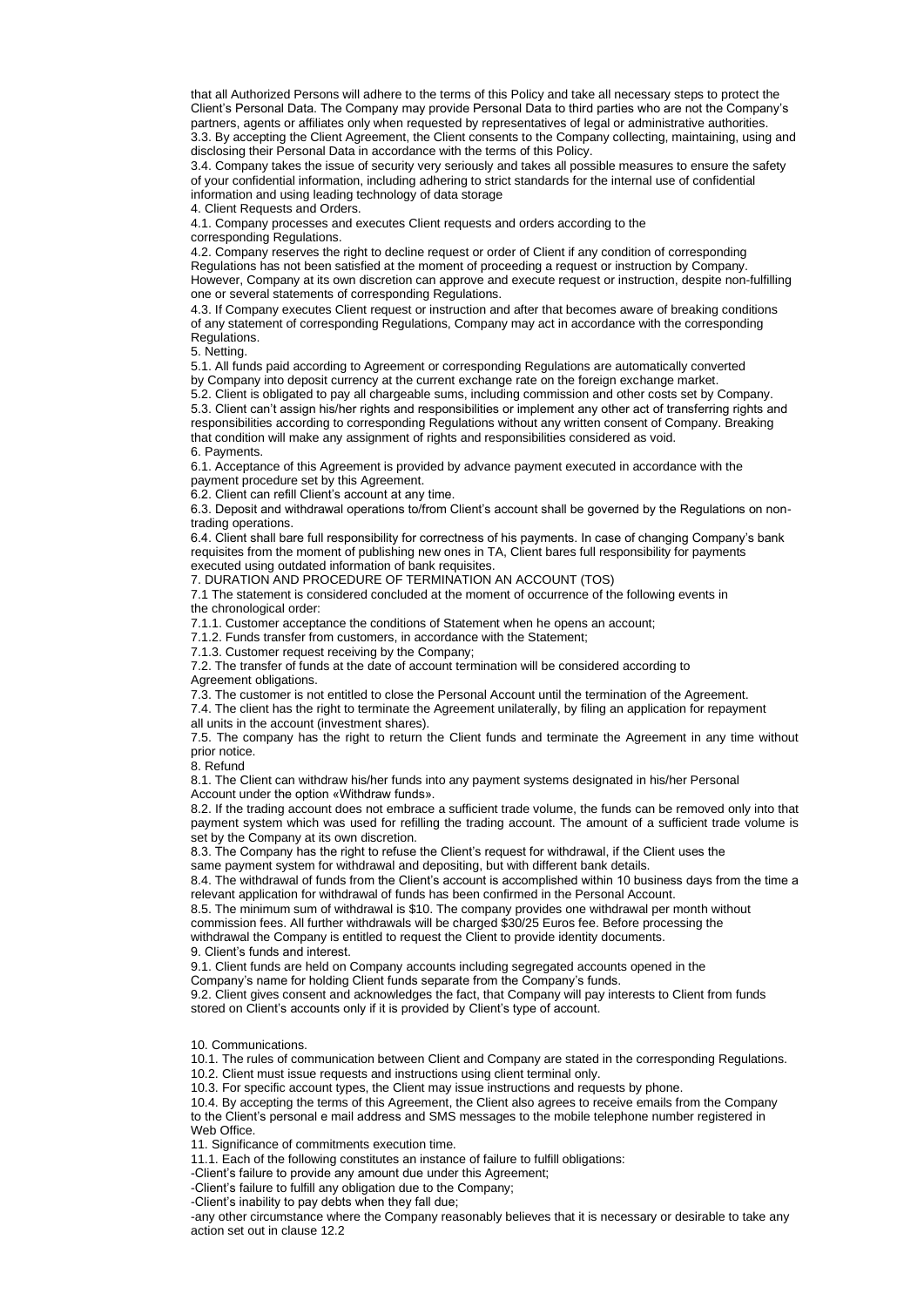that all Authorized Persons will adhere to the terms of this Policy and take all necessary steps to protect the Client's Personal Data. The Company may provide Personal Data to third parties who are not the Company's partners, agents or affiliates only when requested by representatives of legal or administrative authorities.

3.3. By accepting the Client Agreement, the Client consents to the Company collecting, maintaining, using and disclosing their Personal Data in accordance with the terms of this Policy.

3.4. Company takes the issue of security very seriously and takes all possible measures to ensure the safety of your confidential information, including adhering to strict standards for the internal use of confidential information and using leading technology of data storage

4. Client Requests and Orders.

4.1. Company processes and executes Client requests and orders according to the corresponding Regulations.

4.2. Company reserves the right to decline request or order of Client if any condition of corresponding Regulations has not been satisfied at the moment of proceeding a request or instruction by Company. However, Company at its own discretion can approve and execute request or instruction, despite non-fulfilling one or several statements of corresponding Regulations.

4.3. If Company executes Client request or instruction and after that becomes aware of breaking conditions of any statement of corresponding Regulations, Company may act in accordance with the corresponding Regulations.

5. Netting.

5.1. All funds paid according to Agreement or corresponding Regulations are automatically converted by Company into deposit currency at the current exchange rate on the foreign exchange market.

5.2. Client is obligated to pay all chargeable sums, including commission and other costs set by Company.

5.3. Client can't assign his/her rights and responsibilities or implement any other act of transferring rights and responsibilities according to corresponding Regulations without any written consent of Company. Breaking that condition will make any assignment of rights and responsibilities considered as void.

6. Payments.

6.1. Acceptance of this Agreement is provided by advance payment executed in accordance with the payment procedure set by this Agreement.

6.2. Client can refill Client's account at any time.

6.3. Deposit and withdrawal operations to/from Client's account shall be governed by the Regulations on non-trading operations.

6.4. Client shall bare full responsibility for correctness of his payments. In case of changing Company's bank requisites from the moment of publishing new ones in TA, Client bares full responsibility for payments executed using outdated information of bank requisites.

7. DURATION AND PROCEDURE OF TERMINATION AN ACCOUNT (TOS)

7.1 The statement is considered concluded at the moment of occurrence of the following events in the chronological order:

7.1.1. Customer acceptance the conditions of Statement when he opens an account;

7.1.2. Funds transfer from customers, in accordance with the Statement;

7.1.3. Customer request receiving by the Company;

7.2. The transfer of funds at the date of account termination will be considered according to Agreement obligations.

7.3. The customer is not entitled to close the Personal Account until the termination of the Agreement.

7.4. The client has the right to terminate the Agreement unilaterally, by filing an application for repayment all units in the account (investment shares).

7.5. The company has the right to return the Client funds and terminate the Agreement in any time without prior notice.

8. Refund

8.1. The Client can withdraw his/her funds into any payment systems designated in his/her Personal Account under the option «Withdraw funds».

8.2. If the trading account does not embrace a sufficient trade volume, the funds can be removed only into that payment system which was used for refilling the trading account. The amount of a sufficient trade volume is set by the Company at its own discretion.

8.3. The Company has the right to refuse the Client's request for withdrawal, if the Client uses the same payment system for withdrawal and depositing, but with different bank details.

8.4. The withdrawal of funds from the Client's account is accomplished within 10 business days from the time a relevant application for withdrawal of funds has been confirmed in the Personal Account.

8.5. The minimum sum of withdrawal is $10. The company provides one withdrawal per month without commission fees. All further withdrawals will be charged $30/25 Euros fee. Before processing the withdrawal the Company is entitled to request the Client to provide identity documents.

9. Client's funds and interest.

9.1. Client funds are held on Company accounts including segregated accounts opened in the Company's name for holding Client funds separate from the Company's funds.

9.2. Client gives consent and acknowledges the fact, that Company will pay interests to Client from funds stored on Client's accounts only if it is provided by Client's type of account.

10. Communications.

10.1. The rules of communication between Client and Company are stated in the corresponding Regulations.

10.2. Client must issue requests and instructions using client terminal only.

10.3. For specific account types, the Client may issue instructions and requests by phone.

10.4. By accepting the terms of this Agreement, the Client also agrees to receive emails from the Company to the Client's personal e mail address and SMS messages to the mobile telephone number registered in Web Office.

11. Significance of commitments execution time.

11.1. Each of the following constitutes an instance of failure to fulfill obligations:

-Client's failure to provide any amount due under this Agreement;

-Client's failure to fulfill any obligation due to the Company;

-Client's inability to pay debts when they fall due;

-any other circumstance where the Company reasonably believes that it is necessary or desirable to take any action set out in clause 12.2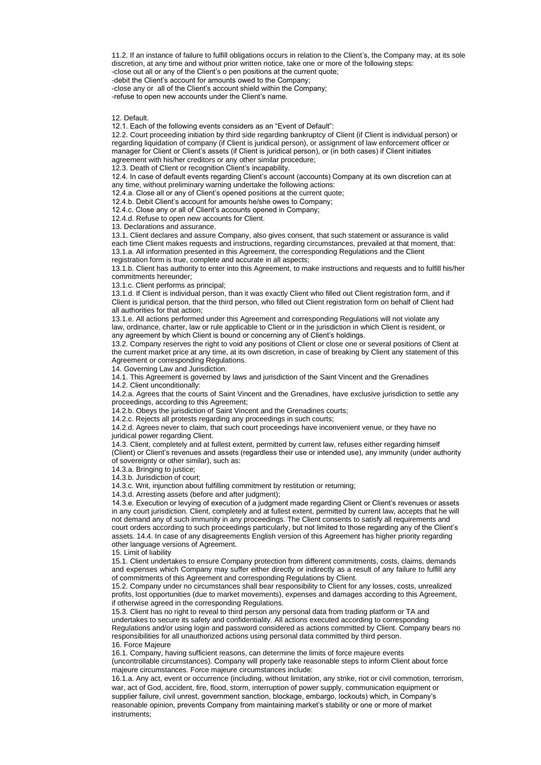11.2. If an instance of failure to fulfill obligations occurs in relation to the Client's, the Company may, at its sole discretion, at any time and without prior written notice, take one or more of the following steps:

-close out all or any of the Client's o pen positions at the current quote;

-debit the Client's account for amounts owed to the Company;

-close any or all of the Client's account shield within the Company;

-refuse to open new accounts under the Client's name.

12. Default.

12.1. Each of the following events considers as an "Event of Default":

12.2. Court proceeding initiation by third side regarding bankruptcy of Client (if Client is individual person) or regarding liquidation of company (if Client is juridical person), or assignment of law enforcement officer or manager for Client or Client's assets (if Client is juridical person), or (in both cases) if Client initiates agreement with his/her creditors or any other similar procedure;

12.3. Death of Client or recognition Client's incapability.

12.4. In case of default events regarding Client's account (accounts) Company at its own discretion can at any time, without preliminary warning undertake the following actions:

12.4.a. Close all or any of Client's opened positions at the current quote;

12.4.b. Debit Client's account for amounts he/she owes to Company;

12.4.c. Close any or all of Client's accounts opened in Company;

12.4.d. Refuse to open new accounts for Client.

13. Declarations and assurance.

13.1. Client declares and assure Company, also gives consent, that such statement or assurance is valid each time Client makes requests and instructions, regarding circumstances, prevailed at that moment, that:

13.1.a. All information presented in this Agreement, the corresponding Regulations and the Client registration form is true, complete and accurate in all aspects;

13.1.b. Client has authority to enter into this Agreement, to make instructions and requests and to fulfill his/her commitments hereunder;

13.1.c. Client performs as principal;

13.1.d. If Client is individual person, than it was exactly Client who filled out Client registration form, and if Client is juridical person, that the third person, who filled out Client registration form on behalf of Client had all authorities for that action;

13.1.e. All actions performed under this Agreement and corresponding Regulations will not violate any law, ordinance, charter, law or rule applicable to Client or in the jurisdiction in which Client is resident, or any agreement by which Client is bound or concerning any of Client's holdings.

13.2. Company reserves the right to void any positions of Client or close one or several positions of Client at the current market price at any time, at its own discretion, in case of breaking by Client any statement of this Agreement or corresponding Regulations.

14. Governing Law and Jurisdiction.

14.1. This Agreement is governed by laws and jurisdiction of the Saint Vincent and the Grenadines

14.2. Client unconditionally:

14.2.a. Agrees that the courts of Saint Vincent and the Grenadines, have exclusive jurisdiction to settle any proceedings, according to this Agreement;

14.2.b. Obeys the jurisdiction of Saint Vincent and the Grenadines courts;

14.2.c. Rejects all protests regarding any proceedings in such courts;

14.2.d. Agrees never to claim, that such court proceedings have inconvenient venue, or they have no juridical power regarding Client.

14.3. Client, completely and at fullest extent, permitted by current law, refuses either regarding himself (Client) or Client's revenues and assets (regardless their use or intended use), any immunity (under authority of sovereignty or other similar), such as:

14.3.a. Bringing to justice;

14.3.b. Jurisdiction of court;

14.3.c. Writ, injunction about fulfilling commitment by restitution or returning;

14.3.d. Arresting assets (before and after judgment);

14.3.e. Execution or levying of execution of a judgment made regarding Client or Client's revenues or assets in any court jurisdiction. Client, completely and at fullest extent, permitted by current law, accepts that he will not demand any of such immunity in any proceedings. The Client consents to satisfy all requirements and court orders according to such proceedings particularly, but not limited to those regarding any of the Client's assets. 14.4. In case of any disagreements English version of this Agreement has higher priority regarding other language versions of Agreement.

15. Limit of liability

15.1. Client undertakes to ensure Company protection from different commitments, costs, claims, demands and expenses which Company may suffer either directly or indirectly as a result of any failure to fulfill any of commitments of this Agreement and corresponding Regulations by Client.

15.2. Company under no circumstances shall bear responsibility to Client for any losses, costs, unrealized profits, lost opportunities (due to market movements), expenses and damages according to this Agreement, if otherwise agreed in the corresponding Regulations.

15.3. Client has no right to reveal to third person any personal data from trading platform or TA and undertakes to secure its safety and confidentiality. All actions executed according to corresponding Regulations and/or using login and password considered as actions committed by Client. Company bears no responsibilities for all unauthorized actions using personal data committed by third person.

16. Force Majeure

16.1. Company, having sufficient reasons, can determine the limits of force majeure events (uncontrollable circumstances). Company will properly take reasonable steps to inform Client about force majeure circumstances. Force majeure circumstances include:

16.1.a. Any act, event or occurrence (including, without limitation, any strike, riot or civil commotion, terrorism, war, act of God, accident, fire, flood, storm, interruption of power supply, communication equipment or supplier failure, civil unrest, government sanction, blockage, embargo, lockouts) which, in Company's reasonable opinion, prevents Company from maintaining market's stability or one or more of market instruments;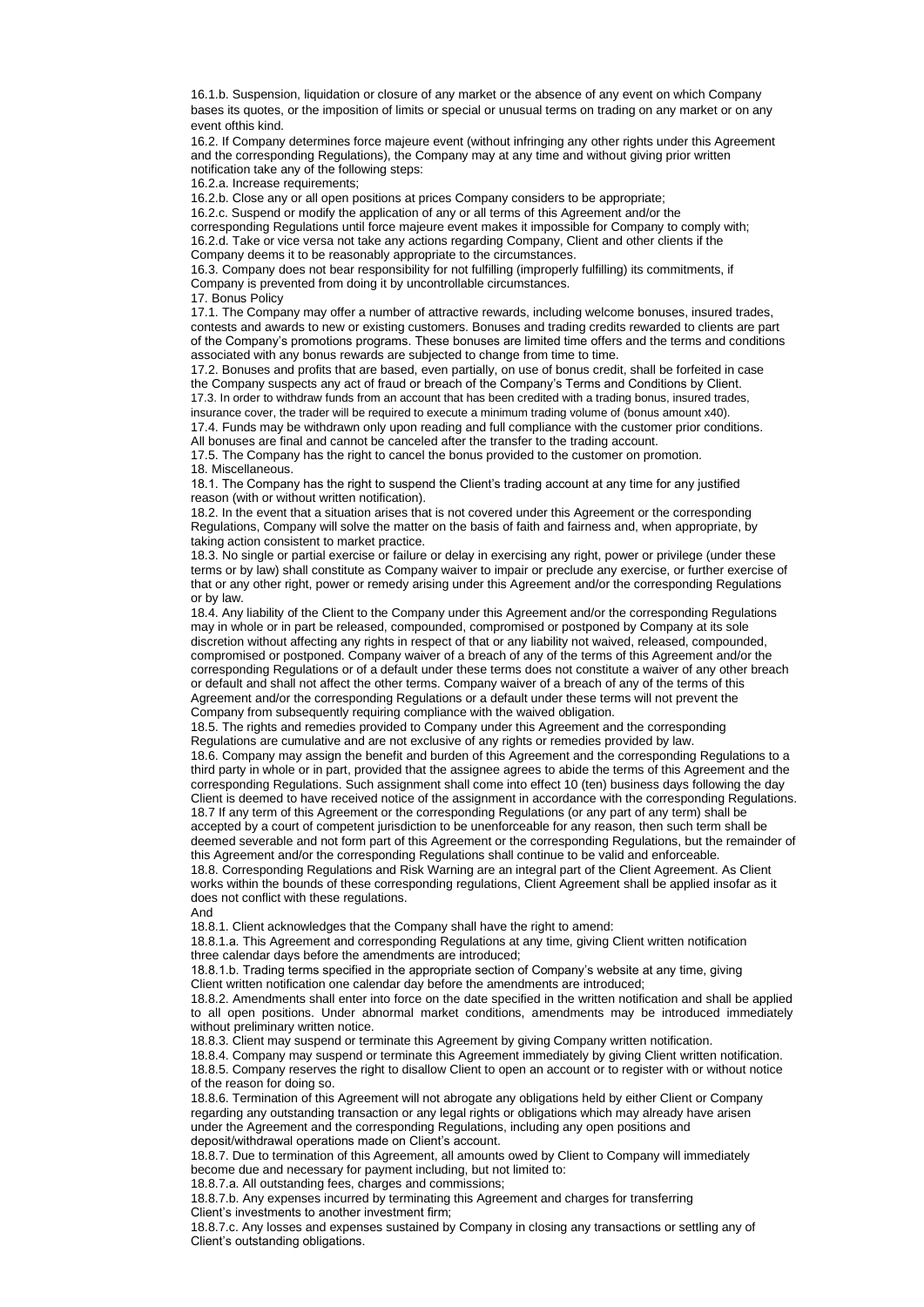16.1.b. Suspension, liquidation or closure of any market or the absence of any event on which Company bases its quotes, or the imposition of limits or special or unusual terms on trading on any market or on any event ofthis kind.

16.2. If Company determines force majeure event (without infringing any other rights under this Agreement and the corresponding Regulations), the Company may at any time and without giving prior written notification take any of the following steps:

16.2.a. Increase requirements;

16.2.b. Close any or all open positions at prices Company considers to be appropriate;

16.2.c. Suspend or modify the application of any or all terms of this Agreement and/or the corresponding Regulations until force majeure event makes it impossible for Company to comply with;

16.2.d. Take or vice versa not take any actions regarding Company, Client and other clients if the Company deems it to be reasonably appropriate to the circumstances.

16.3. Company does not bear responsibility for not fulfilling (improperly fulfilling) its commitments, if Company is prevented from doing it by uncontrollable circumstances.

17. Bonus Policy

17.1. The Company may offer a number of attractive rewards, including welcome bonuses, insured trades, contests and awards to new or existing customers. Bonuses and trading credits rewarded to clients are part of the Company's promotions programs. These bonuses are limited time offers and the terms and conditions associated with any bonus rewards are subjected to change from time to time.

17.2. Bonuses and profits that are based, even partially, on use of bonus credit, shall be forfeited in case the Company suspects any act of fraud or breach of the Company's Terms and Conditions by Client.

17.3. In order to withdraw funds from an account that has been credited with a trading bonus, insured trades, insurance cover, the trader will be required to execute a minimum trading volume of (bonus amount x40).

17.4. Funds may be withdrawn only upon reading and full compliance with the customer prior conditions. All bonuses are final and cannot be canceled after the transfer to the trading account.

17.5. The Company has the right to cancel the bonus provided to the customer on promotion.

18. Miscellaneous.

18.1. The Company has the right to suspend the Client's trading account at any time for any justified reason (with or without written notification).

18.2. In the event that a situation arises that is not covered under this Agreement or the corresponding Regulations, Company will solve the matter on the basis of faith and fairness and, when appropriate, by taking action consistent to market practice.

18.3. No single or partial exercise or failure or delay in exercising any right, power or privilege (under these terms or by law) shall constitute as Company waiver to impair or preclude any exercise, or further exercise of that or any other right, power or remedy arising under this Agreement and/or the corresponding Regulations or by law.

18.4. Any liability of the Client to the Company under this Agreement and/or the corresponding Regulations may in whole or in part be released, compounded, compromised or postponed by Company at its sole discretion without affecting any rights in respect of that or any liability not waived, released, compounded, compromised or postponed. Company waiver of a breach of any of the terms of this Agreement and/or the corresponding Regulations or of a default under these terms does not constitute a waiver of any other breach or default and shall not affect the other terms. Company waiver of a breach of any of the terms of this Agreement and/or the corresponding Regulations or a default under these terms will not prevent the Company from subsequently requiring compliance with the waived obligation.

18.5. The rights and remedies provided to Company under this Agreement and the corresponding Regulations are cumulative and are not exclusive of any rights or remedies provided by law.

18.6. Company may assign the benefit and burden of this Agreement and the corresponding Regulations to a third party in whole or in part, provided that the assignee agrees to abide the terms of this Agreement and the corresponding Regulations. Such assignment shall come into effect 10 (ten) business days following the day Client is deemed to have received notice of the assignment in accordance with the corresponding Regulations.

18.7 If any term of this Agreement or the corresponding Regulations (or any part of any term) shall be accepted by a court of competent jurisdiction to be unenforceable for any reason, then such term shall be deemed severable and not form part of this Agreement or the corresponding Regulations, but the remainder of this Agreement and/or the corresponding Regulations shall continue to be valid and enforceable.

18.8. Corresponding Regulations and Risk Warning are an integral part of the Client Agreement. As Client works within the bounds of these corresponding regulations, Client Agreement shall be applied insofar as it does not conflict with these regulations.

And

18.8.1. Client acknowledges that the Company shall have the right to amend:

18.8.1.a. This Agreement and corresponding Regulations at any time, giving Client written notification three calendar days before the amendments are introduced;

18.8.1.b. Trading terms specified in the appropriate section of Company's website at any time, giving Client written notification one calendar day before the amendments are introduced;

18.8.2. Amendments shall enter into force on the date specified in the written notification and shall be applied to all open positions. Under abnormal market conditions, amendments may be introduced immediately without preliminary written notice.

18.8.3. Client may suspend or terminate this Agreement by giving Company written notification.

18.8.4. Company may suspend or terminate this Agreement immediately by giving Client written notification.

18.8.5. Company reserves the right to disallow Client to open an account or to register with or without notice of the reason for doing so.

18.8.6. Termination of this Agreement will not abrogate any obligations held by either Client or Company regarding any outstanding transaction or any legal rights or obligations which may already have arisen under the Agreement and the corresponding Regulations, including any open positions and deposit/withdrawal operations made on Client's account.

18.8.7. Due to termination of this Agreement, all amounts owed by Client to Company will immediately become due and necessary for payment including, but not limited to:

18.8.7.a. All outstanding fees, charges and commissions;

18.8.7.b. Any expenses incurred by terminating this Agreement and charges for transferring Client's investments to another investment firm;

18.8.7.c. Any losses and expenses sustained by Company in closing any transactions or settling any of Client's outstanding obligations.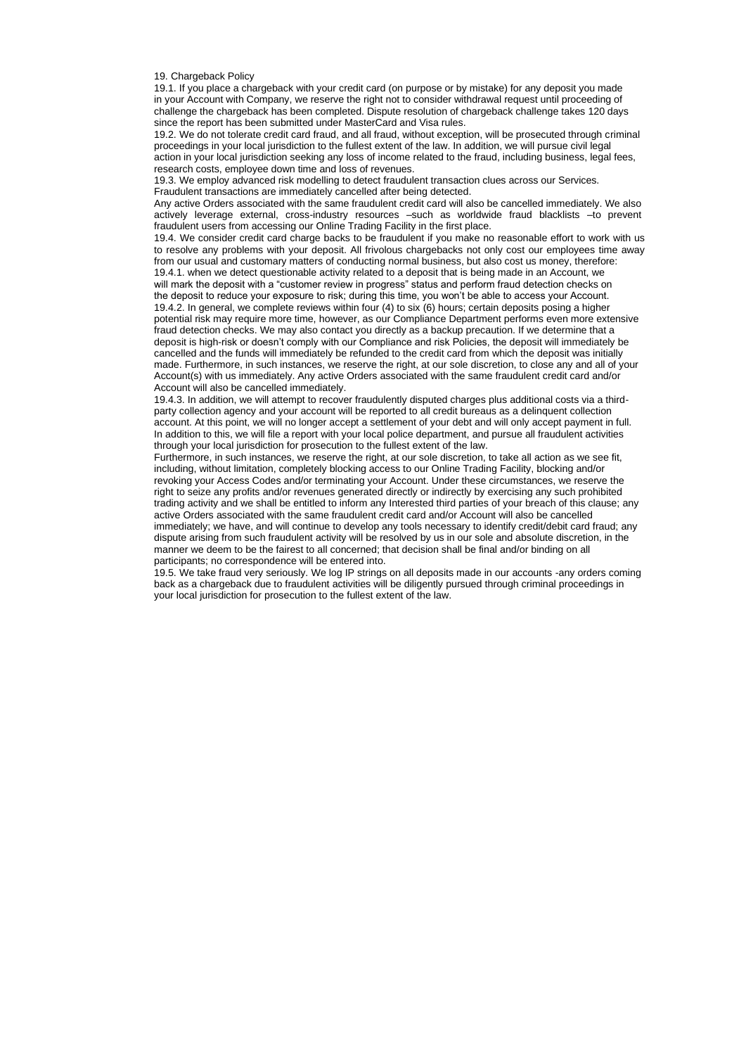## 19. Chargeback Policy

19.1. If you place a chargeback with your credit card (on purpose or by mistake) for any deposit you made in your Account with Company, we reserve the right not to consider withdrawal request until proceeding of challenge the chargeback has been completed. Dispute resolution of chargeback challenge takes 120 days since the report has been submitted under MasterCard and Visa rules.

19.2. We do not tolerate credit card fraud, and all fraud, without exception, will be prosecuted through criminal proceedings in your local jurisdiction to the fullest extent of the law. In addition, we will pursue civil legal action in your local jurisdiction seeking any loss of income related to the fraud, including business, legal fees, research costs, employee down time and loss of revenues.

19.3. We employ advanced risk modelling to detect fraudulent transaction clues across our Services. Fraudulent transactions are immediately cancelled after being detected.

Any active Orders associated with the same fraudulent credit card will also be cancelled immediately. We also actively leverage external, cross-industry resources –such as worldwide fraud blacklists –to prevent fraudulent users from accessing our Online Trading Facility in the first place.

19.4. We consider credit card charge backs to be fraudulent if you make no reasonable effort to work with us to resolve any problems with your deposit. All frivolous chargebacks not only cost our employees time away from our usual and customary matters of conducting normal business, but also cost us money, therefore:

19.4.1. when we detect questionable activity related to a deposit that is being made in an Account, we will mark the deposit with a "customer review in progress" status and perform fraud detection checks on the deposit to reduce your exposure to risk; during this time, you won't be able to access your Account.

19.4.2. In general, we complete reviews within four (4) to six (6) hours; certain deposits posing a higher potential risk may require more time, however, as our Compliance Department performs even more extensive fraud detection checks. We may also contact you directly as a backup precaution. If we determine that a deposit is high-risk or doesn't comply with our Compliance and risk Policies, the deposit will immediately be cancelled and the funds will immediately be refunded to the credit card from which the deposit was initially made. Furthermore, in such instances, we reserve the right, at our sole discretion, to close any and all of your Account(s) with us immediately. Any active Orders associated with the same fraudulent credit card and/or Account will also be cancelled immediately.

19.4.3. In addition, we will attempt to recover fraudulently disputed charges plus additional costs via a third-party collection agency and your account will be reported to all credit bureaus as a delinquent collection account. At this point, we will no longer accept a settlement of your debt and will only accept payment in full. In addition to this, we will file a report with your local police department, and pursue all fraudulent activities through your local jurisdiction for prosecution to the fullest extent of the law.

Furthermore, in such instances, we reserve the right, at our sole discretion, to take all action as we see fit, including, without limitation, completely blocking access to our Online Trading Facility, blocking and/or revoking your Access Codes and/or terminating your Account. Under these circumstances, we reserve the right to seize any profits and/or revenues generated directly or indirectly by exercising any such prohibited trading activity and we shall be entitled to inform any Interested third parties of your breach of this clause; any active Orders associated with the same fraudulent credit card and/or Account will also be cancelled immediately; we have, and will continue to develop any tools necessary to identify credit/debit card fraud; any dispute arising from such fraudulent activity will be resolved by us in our sole and absolute discretion, in the manner we deem to be the fairest to all concerned; that decision shall be final and/or binding on all participants; no correspondence will be entered into.

19.5. We take fraud very seriously. We log IP strings on all deposits made in our accounts -any orders coming back as a chargeback due to fraudulent activities will be diligently pursued through criminal proceedings in your local jurisdiction for prosecution to the fullest extent of the law.